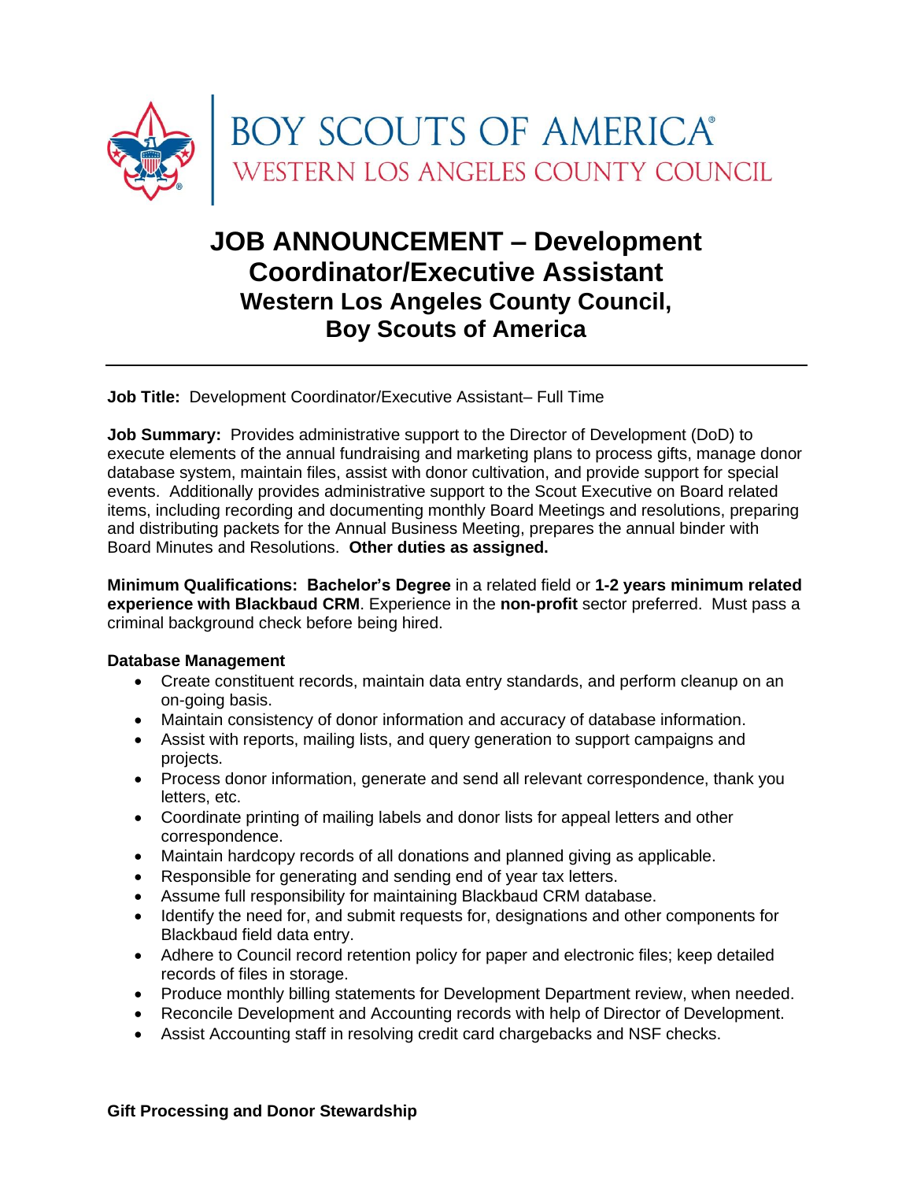BOY SCOUTS OF AMERICA®
WESTERN LOS ANGELES COUNTY COUNCIL

# JOB ANNOUNCEMENT – Development Coordinator/Executive Assistant
## Western Los Angeles County Council, Boy Scouts of America

---

**Job Title:** Development Coordinator/Executive Assistant– Full Time

**Job Summary:** Provides administrative support to the Director of Development (DoD) to execute elements of the annual fundraising and marketing plans to process gifts, manage donor database system, maintain files, assist with donor cultivation, and provide support for special events. Additionally provides administrative support to the Scout Executive on Board related items, including recording and documenting monthly Board Meetings and resolutions, preparing and distributing packets for the Annual Business Meeting, prepares the annual binder with Board Minutes and Resolutions. **Other duties as assigned.**

**Minimum Qualifications: Bachelor's Degree** in a related field or **1-2 years minimum related experience with Blackbaud CRM**. Experience in the **non-profit** sector preferred. Must pass a criminal background check before being hired.

**Database Management**

- Create constituent records, maintain data entry standards, and perform cleanup on an on-going basis.
- Maintain consistency of donor information and accuracy of database information.
- Assist with reports, mailing lists, and query generation to support campaigns and projects.
- Process donor information, generate and send all relevant correspondence, thank you letters, etc.
- Coordinate printing of mailing labels and donor lists for appeal letters and other correspondence.
- Maintain hardcopy records of all donations and planned giving as applicable.
- Responsible for generating and sending end of year tax letters.
- Assume full responsibility for maintaining Blackbaud CRM database.
- Identify the need for, and submit requests for, designations and other components for Blackbaud field data entry.
- Adhere to Council record retention policy for paper and electronic files; keep detailed records of files in storage.
- Produce monthly billing statements for Development Department review, when needed.
- Reconcile Development and Accounting records with help of Director of Development.
- Assist Accounting staff in resolving credit card chargebacks and NSF checks.

**Gift Processing and Donor Stewardship**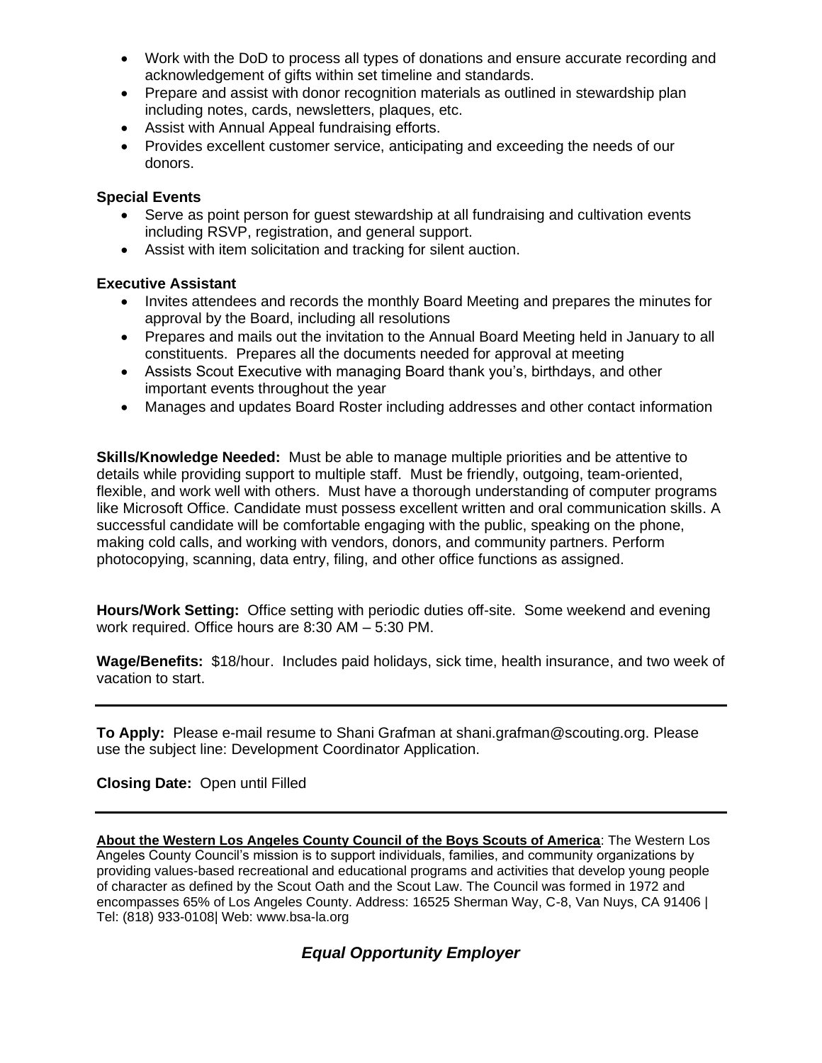- Work with the DoD to process all types of donations and ensure accurate recording and acknowledgement of gifts within set timeline and standards.
- Prepare and assist with donor recognition materials as outlined in stewardship plan including notes, cards, newsletters, plaques, etc.
- Assist with Annual Appeal fundraising efforts.
- Provides excellent customer service, anticipating and exceeding the needs of our donors.

**Special Events**

- Serve as point person for guest stewardship at all fundraising and cultivation events including RSVP, registration, and general support.
- Assist with item solicitation and tracking for silent auction.

**Executive Assistant**

- Invites attendees and records the monthly Board Meeting and prepares the minutes for approval by the Board, including all resolutions
- Prepares and mails out the invitation to the Annual Board Meeting held in January to all constituents. Prepares all the documents needed for approval at meeting
- Assists Scout Executive with managing Board thank you's, birthdays, and other important events throughout the year
- Manages and updates Board Roster including addresses and other contact information

**Skills/Knowledge Needed:** Must be able to manage multiple priorities and be attentive to details while providing support to multiple staff. Must be friendly, outgoing, team-oriented, flexible, and work well with others. Must have a thorough understanding of computer programs like Microsoft Office. Candidate must possess excellent written and oral communication skills. A successful candidate will be comfortable engaging with the public, speaking on the phone, making cold calls, and working with vendors, donors, and community partners. Perform photocopying, scanning, data entry, filing, and other office functions as assigned.

**Hours/Work Setting:** Office setting with periodic duties off-site. Some weekend and evening work required. Office hours are 8:30 AM – 5:30 PM.

**Wage/Benefits:** $18/hour. Includes paid holidays, sick time, health insurance, and two week of vacation to start.

---

**To Apply:** Please e-mail resume to Shani Grafman at shani.grafman@scouting.org. Please use the subject line: Development Coordinator Application.

**Closing Date:** Open until Filled

---

**About the Western Los Angeles County Council of the Boys Scouts of America**: The Western Los Angeles County Council's mission is to support individuals, families, and community organizations by providing values-based recreational and educational programs and activities that develop young people of character as defined by the Scout Oath and the Scout Law. The Council was formed in 1972 and encompasses 65% of Los Angeles County. Address: 16525 Sherman Way, C-8, Van Nuys, CA 91406 | Tel: (818) 933-0108| Web: www.bsa-la.org

***Equal Opportunity Employer***